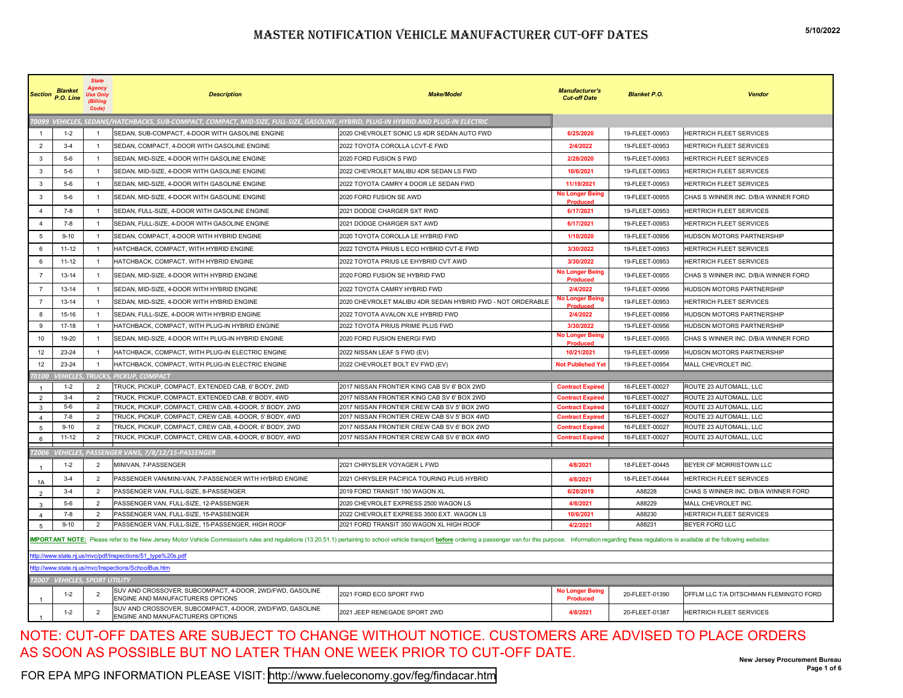# MASTER NOTIFICATION VEHICLE MANUFACTURER CUT-OFF DATES

5/10/2022

| Section | Blanket P.O. Line | State Agency Use Only (Billing Code) | Description | Make/Model | Manufacturer's Cut-off Date | Blanket P.O. | Vendor |
|---|---|---|---|---|---|---|---|
| **T0099 VEHICLES, SEDANS/HATCHBACKS, SUB-COMPACT, COMPACT, MID-SIZE, FULL-SIZE, GASOLINE, HYBRID, PLUG-IN HYBRID AND PLUG-IN ELECTRIC** | | | | | | | |
| 1 | 1-2 | 1 | SEDAN, SUB-COMPACT, 4-DOOR WITH GASOLINE ENGINE | 2020 CHEVROLET SONIC LS 4DR SEDAN AUTO FWD | 6/25/2020 | 19-FLEET-00953 | HERTRICH FLEET SERVICES |
| 2 | 3-4 | 1 | SEDAN, COMPACT, 4-DOOR WITH GASOLINE ENGINE | 2022 TOYOTA COROLLA LCVT-E FWD | 2/4/2022 | 19-FLEET-00953 | HERTRICH FLEET SERVICES |
| 3 | 5-6 | 1 | SEDAN, MID-SIZE, 4-DOOR WITH GASOLINE ENGINE | 2020 FORD FUSION S FWD | 2/28/2020 | 19-FLEET-00953 | HERTRICH FLEET SERVICES |
| 3 | 5-6 | 1 | SEDAN, MID-SIZE, 4-DOOR WITH GASOLINE ENGINE | 2022 CHEVROLET MALIBU 4DR SEDAN LS FWD | 10/6/2021 | 19-FLEET-00953 | HERTRICH FLEET SERVICES |
| 3 | 5-6 | 1 | SEDAN, MID-SIZE, 4-DOOR WITH GASOLINE ENGINE | 2022 TOYOTA CAMRY 4 DOOR LE SEDAN FWD | 11/19/2021 | 19-FLEET-00953 | HERTRICH FLEET SERVICES |
| 3 | 5-6 | 1 | SEDAN, MID-SIZE, 4-DOOR WITH GASOLINE ENGINE | 2020 FORD FUSION SE AWD | No Longer Being Produced | 19-FLEET-00955 | CHAS S WINNER INC. D/B/A WINNER FORD |
| 4 | 7-8 | 1 | SEDAN, FULL-SIZE, 4-DOOR WITH GASOLINE ENGINE | 2021 DODGE CHARGER SXT RWD | 6/17/2021 | 19-FLEET-00953 | HERTRICH FLEET SERVICES |
| 4 | 7-8 | 1 | SEDAN, FULL-SIZE, 4-DOOR WITH GASOLINE ENGINE | 2021 DODGE CHARGER SXT AWD | 6/17/2021 | 19-FLEET-00953 | HERTRICH FLEET SERVICES |
| 5 | 9-10 | 1 | SEDAN, COMPACT, 4-DOOR WITH HYBRID ENGINE | 2020 TOYOTA COROLLA LE HYBRID FWD | 1/10/2020 | 19-FLEET-00956 | HUDSON MOTORS PARTNERSHIP |
| 6 | 11-12 | 1 | HATCHBACK, COMPACT, WITH HYBRID ENGINE | 2022 TOYOTA PRIUS L ECO HYBRID CVT-E FWD | 3/30/2022 | 19-FLEET-00953 | HERTRICH FLEET SERVICES |
| 6 | 11-12 | 1 | HATCHBACK, COMPACT, WITH HYBRID ENGINE | 2022 TOYOTA PRIUS LE EHYBRID CVT AWD | 3/30/2022 | 19-FLEET-00953 | HERTRICH FLEET SERVICES |
| 7 | 13-14 | 1 | SEDAN, MID-SIZE, 4-DOOR WITH HYBRID ENGINE | 2020 FORD FUSION SE HYBRID FWD | No Longer Being Produced | 19-FLEET-00955 | CHAS S WINNER INC. D/B/A WINNER FORD |
| 7 | 13-14 | 1 | SEDAN, MID-SIZE, 4-DOOR WITH HYBRID ENGINE | 2022 TOYOTA CAMRY HYBRID FWD | 2/4/2022 | 19-FLEET-00956 | HUDSON MOTORS PARTNERSHIP |
| 7 | 13-14 | 1 | SEDAN, MID-SIZE, 4-DOOR WITH HYBRID ENGINE | 2020 CHEVROLET MALIBU 4DR SEDAN HYBRID FWD - NOT ORDERABLE | No Longer Being Produced | 19-FLEET-00953 | HERTRICH FLEET SERVICES |
| 8 | 15-16 | 1 | SEDAN, FULL-SIZE, 4-DOOR WITH HYBRID ENGINE | 2022 TOYOTA AVALON XLE HYBRID FWD | 2/4/2022 | 19-FLEET-00956 | HUDSON MOTORS PARTNERSHIP |
| 9 | 17-18 | 1 | HATCHBACK, COMPACT, WITH PLUG-IN HYBRID ENGINE | 2022 TOYOTA PRIUS PRIME PLUS FWD | 3/30/2022 | 19-FLEET-00956 | HUDSON MOTORS PARTNERSHIP |
| 10 | 19-20 | 1 | SEDAN, MID-SIZE, 4-DOOR WITH PLUG-IN HYBRID ENGINE | 2020 FORD FUSION ENERGI FWD | No Longer Being Produced | 19-FLEET-00955 | CHAS S WINNER INC. D/B/A WINNER FORD |
| 12 | 23-24 | 1 | HATCHBACK, COMPACT, WITH PLUG-IN ELECTRIC ENGINE | 2022 NISSAN LEAF S FWD (EV) | 10/21/2021 | 19-FLEET-00956 | HUDSON MOTORS PARTNERSHIP |
| 12 | 23-24 | 1 | HATCHBACK, COMPACT, WITH PLUG-IN ELECTRIC ENGINE | 2022 CHEVROLET BOLT EV FWD (EV) | Not Published Yet | 19-FLEET-00954 | MALL CHEVROLET INC. |
| **T0100 VEHICLES, TRUCKS, PICKUP, COMPACT** | | | | | | | |
| 1 | 1-2 | 2 | TRUCK, PICKUP, COMPACT, EXTENDED CAB, 6' BODY, 2WD | 2017 NISSAN FRONTIER KING CAB SV 6' BOX 2WD | Contract Expired | 16-FLEET-00027 | ROUTE 23 AUTOMALL, LLC |
| 2 | 3-4 | 2 | TRUCK, PICKUP, COMPACT, EXTENDED CAB, 6' BODY, 4WD | 2017 NISSAN FRONTIER KING CAB SV 6' BOX 2WD | Contract Expired | 16-FLEET-00027 | ROUTE 23 AUTOMALL, LLC |
| 3 | 5-6 | 2 | TRUCK, PICKUP, COMPACT, CREW CAB, 4-DOOR, 5' BODY, 2WD | 2017 NISSAN FRONTIER CREW CAB SV 5' BOX 2WD | Contract Expired | 16-FLEET-00027 | ROUTE 23 AUTOMALL, LLC |
| 4 | 7-8 | 2 | TRUCK, PICKUP, COMPACT, CREW CAB, 4-DOOR, 5' BODY, 4WD | 2017 NISSAN FRONTIER CREW CAB SV 5' BOX 4WD | Contract Expired | 16-FLEET-00027 | ROUTE 23 AUTOMALL, LLC |
| 5 | 9-10 | 2 | TRUCK, PICKUP, COMPACT, CREW CAB, 4-DOOR, 6' BODY, 2WD | 2017 NISSAN FRONTIER CREW CAB SV 6' BOX 2WD | Contract Expired | 16-FLEET-00027 | ROUTE 23 AUTOMALL, LLC |
| 6 | 11-12 | 2 | TRUCK, PICKUP, COMPACT, CREW CAB, 4-DOOR, 6' BODY, 4WD | 2017 NISSAN FRONTIER CREW CAB SV 6' BOX 4WD | Contract Expired | 16-FLEET-00027 | ROUTE 23 AUTOMALL, LLC |
| **T2006 VEHICLES, PASSENGER VANS, 7/8/12/15-PASSENGER** | | | | | | | |
| 1 | 1-2 | 2 | MINIVAN, 7-PASSENGER | 2021 CHRYSLER VOYAGER L FWD | 4/8/2021 | 18-FLEET-00445 | BEYER OF MORRISTOWN LLC |
| 1A | 3-4 | 2 | PASSENGER VAN/MINI-VAN, 7-PASSENGER WITH HYBRID ENGINE | 2021 CHRYSLER PACIFICA TOURING PLUS HYBRID | 4/8/2021 | 18-FLEET-00444 | HERTRICH FLEET SERVICES |
| 2 | 3-4 | 2 | PASSENGER VAN, FULL-SIZE, 8-PASSENGER | 2019 FORD TRANSIT 150 WAGON XL | 6/28/2019 | A88228 | CHAS S WINNER INC. D/B/A WINNER FORD |
| 3 | 5-6 | 2 | PASSENGER VAN, FULL-SIZE, 12-PASSENGER | 2020 CHEVROLET EXPRESS 2500 WAGON LS | 4/8/2021 | A88229 | MALL CHEVROLET INC. |
| 4 | 7-8 | 2 | PASSENGER VAN, FULL-SIZE, 15-PASSENGER | 2022 CHEVROLET EXPRESS 3500 EXT. WAGON LS | 10/6/2021 | A88230 | HERTRICH FLEET SERVICES |
| 5 | 9-10 | 2 | PASSENGER VAN, FULL-SIZE, 15-PASSENGER, HIGH ROOF | 2021 FORD TRANSIT 350 WAGON XL HIGH ROOF | 4/2/2021 | A88231 | BEYER FORD LLC |
| **IMPORTANT NOTE:** Please refer to the New Jersey Motor Vehicle Commission's rules and regulations (13.20.51.1) pertaining to school vehicle transport **before** ordering a passenger van for this purpose. Information regarding these regulations is available at the following websites: | | | | | | | |
| http://www.state.nj.us/mvc/pdf/Inspections/51_type%20s.pdf | | | | | | | |
| http://www.state.nj.us/mvc/Inspections/SchoolBus.htm | | | | | | | |
| **T2007 VEHICLES, SPORT UTILITY** | | | | | | | |
| 1 | 1-2 | 2 | SUV AND CROSSOVER, SUBCOMPACT, 4-DOOR, 2WD/FWD, GASOLINE ENGINE AND MANUFACTURERS OPTIONS | 2021 FORD ECO SPORT FWD | No Longer Being Produced | 20-FLEET-01390 | DFFLM LLC T/A DITSCHMAN FLEMINGTO FORD |
| 1 | 1-2 | 2 | SUV AND CROSSOVER, SUBCOMPACT, 4-DOOR, 2WD/FWD, GASOLINE ENGINE AND MANUFACTURERS OPTIONS | 2021 JEEP RENEGADE SPORT 2WD | 4/8/2021 | 20-FLEET-01387 | HERTRICH FLEET SERVICES |

NOTE: CUT-OFF DATES ARE SUBJECT TO CHANGE WITHOUT NOTICE. CUSTOMERS ARE ADVISED TO PLACE ORDERS AS SOON AS POSSIBLE BUT NO LATER THAN ONE WEEK PRIOR TO CUT-OFF DATE.

FOR EPA MPG INFORMATION PLEASE VISIT: http://www.fueleconomy.gov/feg/findacar.htm

New Jersey Procurement Bureau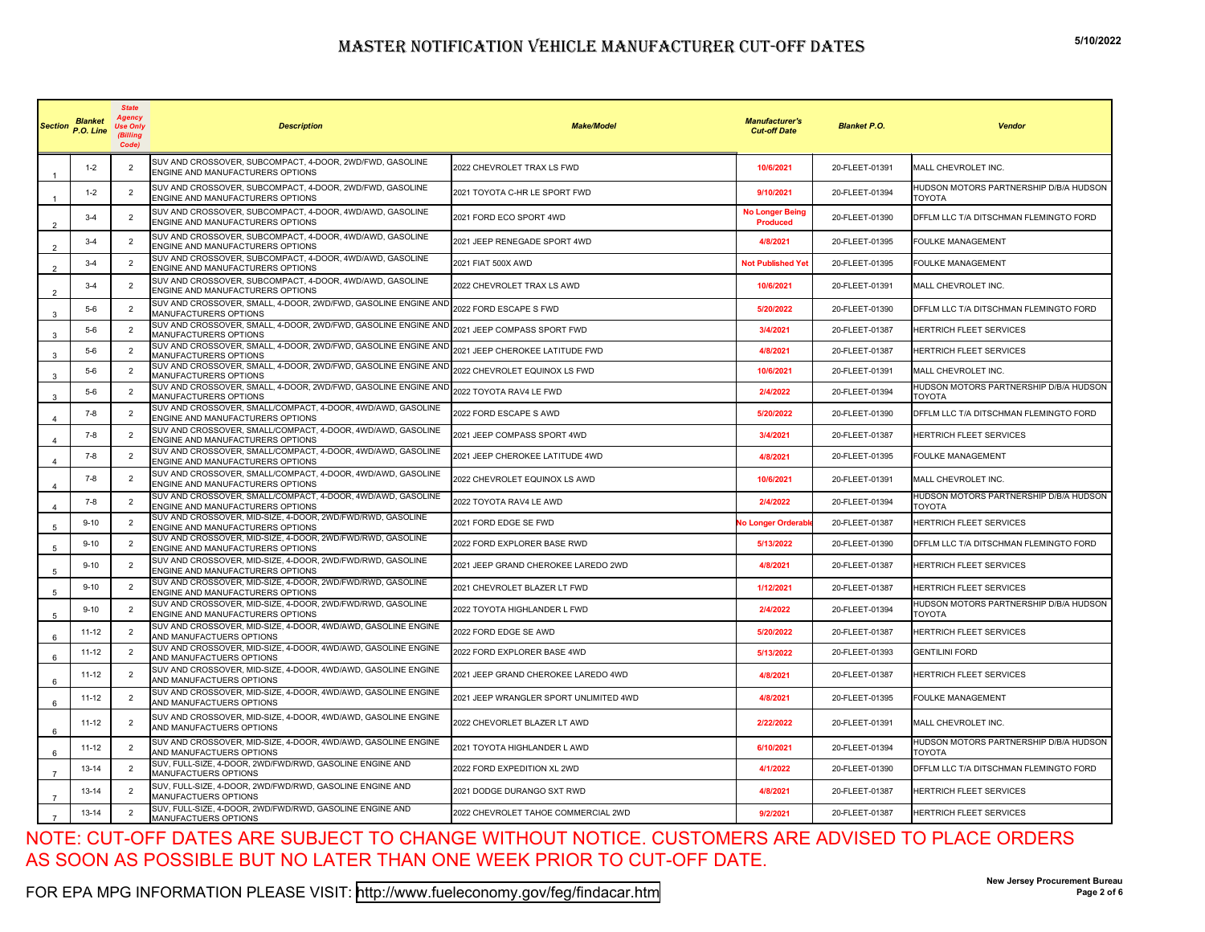# MASTER NOTIFICATION VEHICLE MANUFACTURER CUT-OFF DATES

5/10/2022

| Section | Blanket P.O. Line | State Agency Use Only (Billing Code) | Description | Make/Model | Manufacturer's Cut-off Date | Blanket P.O. | Vendor |
|---|---|---|---|---|---|---|---|
| 1 | 1-2 | 2 | SUV AND CROSSOVER, SUBCOMPACT, 4-DOOR, 2WD/FWD, GASOLINE ENGINE AND MANUFACTURERS OPTIONS | 2022 CHEVROLET TRAX LS FWD | 10/6/2021 | 20-FLEET-01391 | MALL CHEVROLET INC. |
| 1 | 1-2 | 2 | SUV AND CROSSOVER, SUBCOMPACT, 4-DOOR, 2WD/FWD, GASOLINE ENGINE AND MANUFACTURERS OPTIONS | 2021 TOYOTA C-HR LE SPORT FWD | 9/10/2021 | 20-FLEET-01394 | HUDSON MOTORS PARTNERSHIP D/B/A HUDSON TOYOTA |
| 2 | 3-4 | 2 | SUV AND CROSSOVER, SUBCOMPACT, 4-DOOR, 4WD/AWD, GASOLINE ENGINE AND MANUFACTURERS OPTIONS | 2021 FORD ECO SPORT 4WD | No Longer Being Produced | 20-FLEET-01390 | DFFLM LLC T/A DITSCHMAN FLEMINGTO FORD |
| 2 | 3-4 | 2 | SUV AND CROSSOVER, SUBCOMPACT, 4-DOOR, 4WD/AWD, GASOLINE ENGINE AND MANUFACTURERS OPTIONS | 2021 JEEP RENEGADE SPORT 4WD | 4/8/2021 | 20-FLEET-01395 | FOULKE MANAGEMENT |
| 2 | 3-4 | 2 | SUV AND CROSSOVER, SUBCOMPACT, 4-DOOR, 4WD/AWD, GASOLINE ENGINE AND MANUFACTURERS OPTIONS | 2021 FIAT 500X AWD | Not Published Yet | 20-FLEET-01395 | FOULKE MANAGEMENT |
| 2 | 3-4 | 2 | SUV AND CROSSOVER, SUBCOMPACT, 4-DOOR, 4WD/AWD, GASOLINE ENGINE AND MANUFACTURERS OPTIONS | 2022 CHEVROLET TRAX LS AWD | 10/6/2021 | 20-FLEET-01391 | MALL CHEVROLET INC. |
| 3 | 5-6 | 2 | SUV AND CROSSOVER, SMALL, 4-DOOR, 2WD/FWD, GASOLINE ENGINE AND MANUFACTURERS OPTIONS | 2022 FORD ESCAPE S FWD | 5/20/2022 | 20-FLEET-01390 | DFFLM LLC T/A DITSCHMAN FLEMINGTO FORD |
| 3 | 5-6 | 2 | SUV AND CROSSOVER, SMALL, 4-DOOR, 2WD/FWD, GASOLINE ENGINE AND MANUFACTURERS OPTIONS | 2021 JEEP COMPASS SPORT FWD | 3/4/2021 | 20-FLEET-01387 | HERTRICH FLEET SERVICES |
| 3 | 5-6 | 2 | SUV AND CROSSOVER, SMALL, 4-DOOR, 2WD/FWD, GASOLINE ENGINE AND MANUFACTURERS OPTIONS | 2021 JEEP CHEROKEE LATITUDE FWD | 4/8/2021 | 20-FLEET-01387 | HERTRICH FLEET SERVICES |
| 3 | 5-6 | 2 | SUV AND CROSSOVER, SMALL, 4-DOOR, 2WD/FWD, GASOLINE ENGINE AND MANUFACTURERS OPTIONS | 2022 CHEVROLET EQUINOX LS FWD | 10/6/2021 | 20-FLEET-01391 | MALL CHEVROLET INC. |
| 3 | 5-6 | 2 | SUV AND CROSSOVER, SMALL, 4-DOOR, 2WD/FWD, GASOLINE ENGINE AND MANUFACTURERS OPTIONS | 2022 TOYOTA RAV4 LE FWD | 2/4/2022 | 20-FLEET-01394 | HUDSON MOTORS PARTNERSHIP D/B/A HUDSON TOYOTA |
| 4 | 7-8 | 2 | SUV AND CROSSOVER, SMALL/COMPACT, 4-DOOR, 4WD/AWD, GASOLINE ENGINE AND MANUFACTURERS OPTIONS | 2022 FORD ESCAPE S AWD | 5/20/2022 | 20-FLEET-01390 | DFFLM LLC T/A DITSCHMAN FLEMINGTO FORD |
| 4 | 7-8 | 2 | SUV AND CROSSOVER, SMALL/COMPACT, 4-DOOR, 4WD/AWD, GASOLINE ENGINE AND MANUFACTURERS OPTIONS | 2021 JEEP COMPASS SPORT 4WD | 3/4/2021 | 20-FLEET-01387 | HERTRICH FLEET SERVICES |
| 4 | 7-8 | 2 | SUV AND CROSSOVER, SMALL/COMPACT, 4-DOOR, 4WD/AWD, GASOLINE ENGINE AND MANUFACTURERS OPTIONS | 2021 JEEP CHEROKEE LATITUDE 4WD | 4/8/2021 | 20-FLEET-01395 | FOULKE MANAGEMENT |
| 4 | 7-8 | 2 | SUV AND CROSSOVER, SMALL/COMPACT, 4-DOOR, 4WD/AWD, GASOLINE ENGINE AND MANUFACTURERS OPTIONS | 2022 CHEVROLET EQUINOX LS AWD | 10/6/2021 | 20-FLEET-01391 | MALL CHEVROLET INC. |
| 4 | 7-8 | 2 | SUV AND CROSSOVER, SMALL/COMPACT, 4-DOOR, 4WD/AWD, GASOLINE ENGINE AND MANUFACTURERS OPTIONS | 2022 TOYOTA RAV4 LE AWD | 2/4/2022 | 20-FLEET-01394 | HUDSON MOTORS PARTNERSHIP D/B/A HUDSON TOYOTA |
| 5 | 9-10 | 2 | SUV AND CROSSOVER, MID-SIZE, 4-DOOR, 2WD/FWD/RWD, GASOLINE ENGINE AND MANUFACTURERS OPTIONS | 2021 FORD EDGE SE FWD | No Longer Orderable | 20-FLEET-01387 | HERTRICH FLEET SERVICES |
| 5 | 9-10 | 2 | SUV AND CROSSOVER, MID-SIZE, 4-DOOR, 2WD/FWD/RWD, GASOLINE ENGINE AND MANUFACTURERS OPTIONS | 2022 FORD EXPLORER BASE RWD | 5/13/2022 | 20-FLEET-01390 | DFFLM LLC T/A DITSCHMAN FLEMINGTO FORD |
| 5 | 9-10 | 2 | SUV AND CROSSOVER, MID-SIZE, 4-DOOR, 2WD/FWD/RWD, GASOLINE ENGINE AND MANUFACTURERS OPTIONS | 2021 JEEP GRAND CHEROKEE LAREDO 2WD | 4/8/2021 | 20-FLEET-01387 | HERTRICH FLEET SERVICES |
| 5 | 9-10 | 2 | SUV AND CROSSOVER, MID-SIZE, 4-DOOR, 2WD/FWD/RWD, GASOLINE ENGINE AND MANUFACTURERS OPTIONS | 2021 CHEVROLET BLAZER LT FWD | 1/12/2021 | 20-FLEET-01387 | HERTRICH FLEET SERVICES |
| 5 | 9-10 | 2 | SUV AND CROSSOVER, MID-SIZE, 4-DOOR, 2WD/FWD/RWD, GASOLINE ENGINE AND MANUFACTURERS OPTIONS | 2022 TOYOTA HIGHLANDER L FWD | 2/4/2022 | 20-FLEET-01394 | HUDSON MOTORS PARTNERSHIP D/B/A HUDSON TOYOTA |
| 6 | 11-12 | 2 | SUV AND CROSSOVER, MID-SIZE, 4-DOOR, 4WD/AWD, GASOLINE ENGINE AND MANUFACTUERS OPTIONS | 2022 FORD EDGE SE AWD | 5/20/2022 | 20-FLEET-01387 | HERTRICH FLEET SERVICES |
| 6 | 11-12 | 2 | SUV AND CROSSOVER, MID-SIZE, 4-DOOR, 4WD/AWD, GASOLINE ENGINE AND MANUFACTUERS OPTIONS | 2022 FORD EXPLORER BASE 4WD | 5/13/2022 | 20-FLEET-01393 | GENTILINI FORD |
| 6 | 11-12 | 2 | SUV AND CROSSOVER, MID-SIZE, 4-DOOR, 4WD/AWD, GASOLINE ENGINE AND MANUFACTUERS OPTIONS | 2021 JEEP GRAND CHEROKEE LAREDO 4WD | 4/8/2021 | 20-FLEET-01387 | HERTRICH FLEET SERVICES |
| 6 | 11-12 | 2 | SUV AND CROSSOVER, MID-SIZE, 4-DOOR, 4WD/AWD, GASOLINE ENGINE AND MANUFACTUERS OPTIONS | 2021 JEEP WRANGLER SPORT UNLIMITED 4WD | 4/8/2021 | 20-FLEET-01395 | FOULKE MANAGEMENT |
| 6 | 11-12 | 2 | SUV AND CROSSOVER, MID-SIZE, 4-DOOR, 4WD/AWD, GASOLINE ENGINE AND MANUFACTUERS OPTIONS | 2022 CHEVORLET BLAZER LT AWD | 2/22/2022 | 20-FLEET-01391 | MALL CHEVROLET INC. |
| 6 | 11-12 | 2 | SUV AND CROSSOVER, MID-SIZE, 4-DOOR, 4WD/AWD, GASOLINE ENGINE AND MANUFACTUERS OPTIONS | 2021 TOYOTA HIGHLANDER L AWD | 6/10/2021 | 20-FLEET-01394 | HUDSON MOTORS PARTNERSHIP D/B/A HUDSON TOYOTA |
| 7 | 13-14 | 2 | SUV, FULL-SIZE, 4-DOOR, 2WD/FWD/RWD, GASOLINE ENGINE AND MANUFACTUERS OPTIONS | 2022 FORD EXPEDITION XL 2WD | 4/1/2022 | 20-FLEET-01390 | DFFLM LLC T/A DITSCHMAN FLEMINGTO FORD |
| 7 | 13-14 | 2 | SUV, FULL-SIZE, 4-DOOR, 2WD/FWD/RWD, GASOLINE ENGINE AND MANUFACTUERS OPTIONS | 2021 DODGE DURANGO SXT RWD | 4/8/2021 | 20-FLEET-01387 | HERTRICH FLEET SERVICES |
| 7 | 13-14 | 2 | SUV, FULL-SIZE, 4-DOOR, 2WD/FWD/RWD, GASOLINE ENGINE AND MANUFACTUERS OPTIONS | 2022 CHEVROLET TAHOE COMMERCIAL 2WD | 9/2/2021 | 20-FLEET-01387 | HERTRICH FLEET SERVICES |

NOTE: CUT-OFF DATES ARE SUBJECT TO CHANGE WITHOUT NOTICE. CUSTOMERS ARE ADVISED TO PLACE ORDERS AS SOON AS POSSIBLE BUT NO LATER THAN ONE WEEK PRIOR TO CUT-OFF DATE.

FOR EPA MPG INFORMATION PLEASE VISIT: http://www.fueleconomy.gov/feg/findacar.htm

New Jersey Procurement Bureau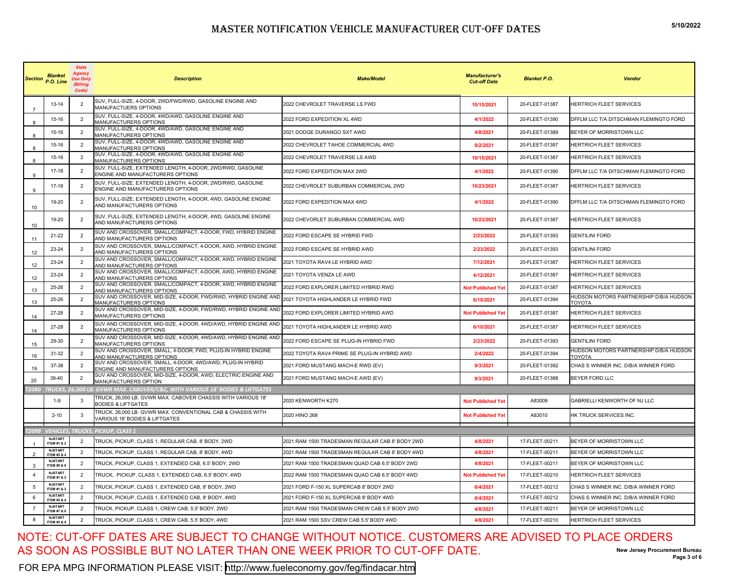# MASTER NOTIFICATION VEHICLE MANUFACTURER CUT-OFF DATES

5/10/2022

| Section | Blanket P.O. Line | State Agency Use Only (Billing Code) | Description | Make/Model | Manufacturer's Cut-off Date | Blanket P.O. | Vendor |
|---|---|---|---|---|---|---|---|
| 7 | 13-14 | 2 | SUV, FULL-SIZE, 4-DOOR, 2WD/FWD/RWD, GASOLINE ENGINE AND MANUFACTUERS OPTIONS | 2022 CHEVROLET TRAVERSE LS FWD | 10/15/2021 | 20-FLEET-01387 | HERTRICH FLEET SERVICES |
| 8 | 15-16 | 2 | SUV, FULL-SIZE, 4-DOOR, 4WD/AWD, GASOLINE ENGINE AND MANUFACTURERS OPTIONS | 2022 FORD EXPEDITION XL 4WD | 4/1/2022 | 20-FLEET-01390 | DFFLM LLC T/A DITSCHMAN FLEMINGTO FORD |
| 8 | 15-16 | 2 | SUV, FULL-SIZE, 4-DOOR, 4WD/AWD, GASOLINE ENGINE AND MANUFACTURERS OPTIONS | 2021 DODGE DURANGO SXT AWD | 4/8/2021 | 20-FLEET-01389 | BEYER OF MORRISTOWN LLC |
| 8 | 15-16 | 2 | SUV, FULL-SIZE, 4-DOOR, 4WD/AWD, GASOLINE ENGINE AND MANUFACTURERS OPTIONS | 2022 CHEVROLET TAHOE COMMERCIAL 4WD | 9/2/2021 | 20-FLEET-01387 | HERTRICH FLEET SERVICES |
| 8 | 15-16 | 2 | SUV, FULL-SIZE, 4-DOOR, 4WD/AWD, GASOLINE ENGINE AND MANUFACTURERS OPTIONS | 2022 CHEVROLET TRAVERSE LS AWD | 10/15/2021 | 20-FLEET-01387 | HERTRICH FLEET SERVICES |
| 9 | 17-18 | 2 | SUV, FULL-SIZE, EXTENDED LENGTH, 4-DOOR, 2WD/RWD, GASOLINE ENGINE AND MANUFACTURERS OPTIONS | 2022 FORD EXPEDITION MAX 2WD | 4/1/2022 | 20-FLEET-01390 | DFFLM LLC T/A DITSCHMAN FLEMINGTO FORD |
| 9 | 17-18 | 2 | SUV, FULL-SIZE, EXTENDED LENGTH, 4-DOOR, 2WD/RWD, GASOLINE ENGINE AND MANUFACTURERS OPTIONS | 2022 CHEVROLET SUBURBAN COMMERCIAL 2WD | 10/23/2021 | 20-FLEET-01387 | HERTRICH FLEET SERVICES |
| 10 | 19-20 | 2 | SUV, FULL-SIZE, EXTENDED LENGTH, 4-DOOR, 4WD, GASOLINE ENGINE AND MANUFACTURERS OPTIONS | 2022 FORD EXPEDITION MAX 4WD | 4/1/2022 | 20-FLEET-01390 | DFFLM LLC T/A DITSCHMAN FLEMINGTO FORD |
| 10 | 19-20 | 2 | SUV, FULL-SIZE, EXTENDED LENGTH, 4-DOOR, 4WD, GASOLINE ENGINE AND MANUFACTURERS OPTIONS | 2022 CHEVORLET SUBURBAN COMMERCIAL 4WD | 10/23/2021 | 20-FLEET-01387 | HERTRICH FLEET SERVICES |
| 11 | 21-22 | 2 | SUV AND CROSSOVER, SMALL/COMPACT, 4-DOOR, FWD, HYBRID ENGINE AND MANUFACTURERS OPTIONS | 2022 FORD ESCAPE SE HYBRID FWD | 2/23/2022 | 20-FLEET-01393 | GENTILINI FORD |
| 12 | 23-24 | 2 | SUV AND CROSSOVER, SMALL/COMPACT, 4-DOOR, AWD, HYBRID ENGINE AND MANUFACTURERS OPTIONS | 2022 FORD ESCAPE SE HYBRID AWD | 2/23/2022 | 20-FLEET-01393 | GENTILINI FORD |
| 12 | 23-24 | 2 | SUV AND CROSSOVER, SMALL/COMPACT, 4-DOOR, AWD, HYBRID ENGINE AND MANUFACTURERS OPTIONS | 2021 TOYOTA RAV4 LE HYBRID AWD | 7/12/2021 | 20-FLEET-01387 | HERTRICH FLEET SERVICES |
| 12 | 23-24 | 2 | SUV AND CROSSOVER, SMALL/COMPACT, 4-DOOR, AWD, HYBRID ENGINE AND MANUFACTURERS OPTIONS | 2021 TOYOTA VENZA LE AWD | 4/12/2021 | 20-FLEET-01387 | HERTRICH FLEET SERVICES |
| 13 | 25-26 | 2 | SUV AND CROSSOVER, SMALL/COMPACT, 4-DOOR, AWD, HYBRID ENGINE AND MANUFACTURERS OPTIONS | 2022 FORD EXPLORER LIMITED HYBRID RWD | Not Published Yet | 20-FLEET-01387 | HERTRICH FLEET SERVICES |
| 13 | 25-26 | 2 | SUV AND CROSSOVER, MID-SIZE, 4-DOOR, FWD/RWD, HYBRID ENGINE AND MANUFACTURERS OPTIONS | 2021 TOYOTA HIGHLANDER LE HYBRID FWD | 6/10/2021 | 20-FLEET-01394 | HUDSON MOTORS PARTNERSHIP D/B/A HUDSON TOYOTA |
| 14 | 27-28 | 2 | SUV AND CROSSOVER, MID-SIZE, 4-DOOR, FWD/RWD, HYBRID ENGINE AND MANUFACTURERS OPTIONS | 2022 FORD EXPLORER LIMITED HYBRID AWD | Not Published Yet | 20-FLEET-01387 | HERTRICH FLEET SERVICES |
| 14 | 27-28 | 2 | SUV AND CROSSOVER, MID-SIZE, 4-DOOR, 4WD/AWD, HYBRID ENGINE AND MANUFACTURERS OPTIONS | 2021 TOYOTA HIGHLANDER LE HYBRID AWD | 6/10/2021 | 20-FLEET-01387 | HERTRICH FLEET SERVICES |
| 15 | 29-30 | 2 | SUV AND CROSSOVER, MID-SIZE, 4-DOOR, 4WD/AWD, HYBRID ENGINE AND MANUFACTURERS OPTIONS | 2022 FORD ESCAPE SE PLUG-IN HYBRID FWD | 2/23/2022 | 20-FLEET-01393 | GENTILINI FORD |
| 16 | 31-32 | 2 | SUV AND CROSSOVER, SMALL, 4-DOOR, FWD, PLUG-IN HYBRID ENGINE AND MANUFACTURERS OPTIONS | 2022 TOYOTA RAV4 PRIME SE PLUG-IN HYBRID AWD | 2/4/2022 | 20-FLEET-01394 | HUDSON MOTORS PARTNERSHIP D/B/A HUDSON TOYOTA |
| 19 | 37-38 | 2 | SUV AND CROSSOVER, SMALL, 4-DOOR, 4WD/AWD, PLUG-IN HYBRID ENGINE AND MANUFACTURERS OPTIONS | 2021 FORD MUSTANG MACH-E RWD (EV) | 9/3/2021 | 20-FLEET-01392 | CHAS S WINNER INC. D/B/A WINNER FORD |
| 20 | 39-40 | 2 | SUV AND CROSSOVER, MID-SIZE, 4-DOOR, AWD, ELECTRIC ENGINE AND MANUFACTURERS OPTION | 2021 FORD MUSTANG MACH-E AWD (EV) | 9/3/2021 | 20-FLEET-01388 | BEYER FORD LLC |
| **T2080 TRUCKS, 26,000 LB. GVWR MAX. CABOVER/C&C, WITH VARIOUS 18' BODIES & LIFTGATES** | | | | | | | |
| | 1-9 | 3 | TRUCK, 26,000 LB. GVWR MAX. CABOVER CHASSIS WITH VARIOUS 18' BODIES & LIFTGATES | 2020 KENWORTH K270 | Not Published Yet | A83009 | GABRIELLI KENWORTH OF NJ LLC |
| | 2-10 | 3 | TRUCK, 26,000 LB. GVWR MAX. CONVENTIONAL CAB & CHASSIS WITH VARIOUS 18' BODIES & LIFTGATES | 2020 HINO 268 | Not Published Yet | A83010 | HK TRUCK SERVICES INC. |
| **T2099 VEHICLES, TRUCKS, PICKUP, CLASS 1** | | | | | | | |
| 1 | NJSTART ITEM #1 & 2 | 2 | TRUCK, PICKUP, CLASS 1, REGULAR CAB, 8' BODY, 2WD | 2021 RAM 1500 TRADESMAN REGULAR CAB 8' BODY 2WD | 4/8/2021 | 17-FLEET-00211 | BEYER OF MORRISTOWN LLC |
| 2 | NJSTART ITEM #3 & 4 | 2 | TRUCK, PICKUP, CLASS 1, REGULAR CAB, 8' BODY, 4WD | 2021 RAM 1500 TRADESMAN REGULAR CAB 8' BODY 4WD | 4/8/2021 | 17-FLEET-00211 | BEYER OF MORRISTOWN LLC |
| 3 | NJSTART ITEM #5 & 6 | 2 | TRUCK, PICKUP, CLASS 1, EXTENDED CAB, 6.5' BODY, 2WD | 2021 RAM 1500 TRADESMAN QUAD CAB 6.5' BODY 2WD | 4/8/2021 | 17-FLEET-00211 | BEYER OF MORRISTOWN LLC |
| 4 | NJSTART ITEM #1 & 2 | 2 | TRUCK, PICKUP, CLASS 1, EXTENDED CAB, 6.5' BODY, 4WD | 2022 RAM 1500 TRADESMAN QUAD CAB 6.5' BODY 4WD | Not Published Yet | 17-FLEET-00210 | HERTRICH FLEET SERVICES |
| 5 | NJSTART ITEM #1 & 2 | 2 | TRUCK, PICKUP, CLASS 1, EXTENDED CAB, 8' BODY, 2WD | 2021 FORD F-150 XL SUPERCAB 8' BODY 2WD | 6/4/2021 | 17-FLEET-00212 | CHAS S WINNER INC. D/B/A WINNER FORD |
| 6 | NJSTART ITEM #3 & 4 | 2 | TRUCK, PICKUP, CLASS 1, EXTENDED CAB, 8' BODY, 4WD | 2021 FORD F-150 XL SUPERCAB 8' BODY 4WD | 6/4/2021 | 17-FLEET-00212 | CHAS S WINNER INC. D/B/A WINNER FORD |
| 7 | NJSTART ITEM #7 & 8 | 2 | TRUCK, PICKUP, CLASS 1, CREW CAB, 5.5' BODY, 2WD | 2021 RAM 1500 TRADESMAN CREW CAB 5.5' BODY 2WD | 4/8/2021 | 17-FLEET-00211 | BEYER OF MORRISTOWN LLC |
| 8 | NJSTART ITEM #3 & 4 | 2 | TRUCK, PICKUP, CLASS 1, CREW CAB, 5.5' BODY, 4WD | 2021 RAM 1500 SSV CREW CAB 5.5' BODY 4WD | 4/8/2021 | 17-FLEET-00210 | HERTRICH FLEET SERVICES |

NOTE: CUT-OFF DATES ARE SUBJECT TO CHANGE WITHOUT NOTICE. CUSTOMERS ARE ADVISED TO PLACE ORDERS AS SOON AS POSSIBLE BUT NO LATER THAN ONE WEEK PRIOR TO CUT-OFF DATE.

FOR EPA MPG INFORMATION PLEASE VISIT: http://www.fueleconomy.gov/feg/findacar.htm

New Jersey Procurement Bureau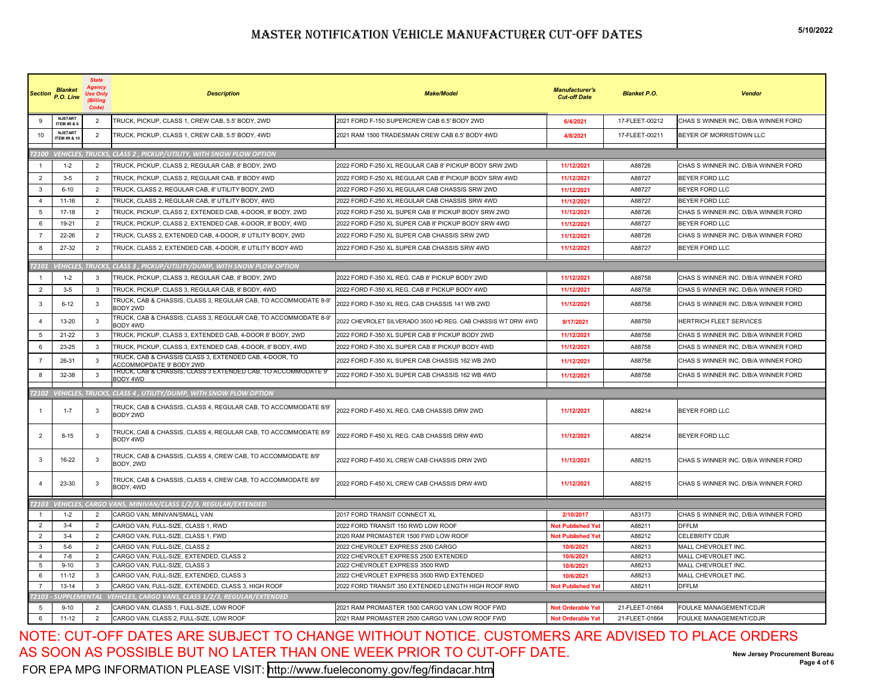# MASTER NOTIFICATION VEHICLE MANUFACTURER CUT-OFF DATES

5/10/2022

| Section | Blanket P.O. Line | State Agency Use Only (Billing Code) | Description | Make/Model | Manufacturer's Cut-off Date | Blanket P.O. | Vendor |
|---|---|---|---|---|---|---|---|
| 9 | NJSTART ITEM #5 & 6 | 2 | TRUCK, PICKUP, CLASS 1, CREW CAB, 5.5' BODY, 2WD | 2021 FORD F-150 SUPERCREW CAB 6.5' BODY 2WD | 6/4/2021 | 17-FLEET-00212 | CHAS S WINNER INC. D/B/A WINNER FORD |
| 10 | NJSTART ITEM #9 & 10 | 2 | TRUCK, PICKUP, CLASS 1, CREW CAB, 5.5' BODY, 4WD | 2021 RAM 1500 TRADESMAN CREW CAB 6.5' BODY 4WD | 4/8/2021 | 17-FLEET-00211 | BEYER OF MORRISTOWN LLC |
| ***T2100 VEHICLES, TRUCKS, CLASS 2 , PICKUP/UTILITY, WITH SNOW PLOW OPTION*** | | | | | | | |
| 1 | 1-2 | 2 | TRUCK, PICKUP, CLASS 2, REGULAR CAB, 8' BODY, 2WD | 2022 FORD F-250 XL REGULAR CAB 8' PICKUP BODY SRW 2WD | 11/12/2021 | A88726 | CHAS S WINNER INC. D/B/A WINNER FORD |
| 2 | 3-5 | 2 | TRUCK, PICKUP, CLASS 2, REGULAR CAB, 8' BODY 4WD | 2022 FORD F-250 XL REGULAR CAB 8' PICKUP BODY SRW 4WD | 11/12/2021 | A88727 | BEYER FORD LLC |
| 3 | 6-10 | 2 | TRUCK, CLASS 2, REGULAR CAB, 8' UTILITY BODY, 2WD | 2022 FORD F-250 XL REGULAR CAB CHASSIS SRW 2WD | 11/12/2021 | A88727 | BEYER FORD LLC |
| 4 | 11-16 | 2 | TRUCK, CLASS 2, REGULAR CAB, 8' UTILITY BODY, 4WD | 2022 FORD F-250 XL REGULAR CAB CHASSIS SRW 4WD | 11/12/2021 | A88727 | BEYER FORD LLC |
| 5 | 17-18 | 2 | TRUCK, PICKUP, CLASS 2, EXTENDED CAB, 4-DOOR, 8' BODY, 2WD | 2022 FORD F-250 XL SUPER CAB 8' PICKUP BODY SRW 2WD | 11/12/2021 | A88726 | CHAS S WINNER INC. D/B/A WINNER FORD |
| 6 | 19-21 | 2 | TRUCK, PICKUP, CLASS 2, EXTENDED CAB, 4-DOOR, 8' BODY, 4WD | 2022 FORD F-250 XL SUPER CAB 8' PICKUP BODY SRW 4WD | 11/12/2021 | A88727 | BEYER FORD LLC |
| 7 | 22-26 | 2 | TRUCK, CLASS 2, EXTENDED CAB, 4-DOOR, 8' UTILITY BODY, 2WD | 2022 FORD F-250 XL SUPER CAB CHASSIS SRW 2WD | 11/12/2021 | A88726 | CHAS S WINNER INC. D/B/A WINNER FORD |
| 8 | 27-32 | 2 | TRUCK, CLASS 2, EXTENDED CAB, 4-DOOR, 8' UTILITY BODY 4WD | 2022 FORD F-250 XL SUPER CAB CHASSIS SRW 4WD | 11/12/2021 | A88727 | BEYER FORD LLC |
| ***T2101 VEHICLES, TRUCKS, CLASS 3 , PICKUP/UTILITY/DUMP, WITH SNOW PLOW OPTION*** | | | | | | | |
| 1 | 1-2 | 3 | TRUCK, PICKUP, CLASS 3, REGULAR CAB, 8' BODY, 2WD | 2022 FORD F-350 XL REG. CAB 8' PICKUP BODY 2WD | 11/12/2021 | A88758 | CHAS S WINNER INC. D/B/A WINNER FORD |
| 2 | 3-5 | 3 | TRUCK, PICKUP, CLASS 3, REGULAR CAB, 8' BODY, 4WD | 2022 FORD F-350 XL REG. CAB 8' PICKUP BODY 4WD | 11/12/2021 | A88758 | CHAS S WINNER INC. D/B/A WINNER FORD |
| 3 | 6-12 | 3 | TRUCK, CAB & CHASSIS, CLASS 3, REGULAR CAB, TO ACCOMMODATE 8-9' BODY 2WD | 2022 FORD F-350 XL REG. CAB CHASSIS 141 WB 2WD | 11/12/2021 | A88758 | CHAS S WINNER INC. D/B/A WINNER FORD |
| 4 | 13-20 | 3 | TRUCK, CAB & CHASSIS, CLASS 3, REGULAR CAB, TO ACCOMMODATE 8-9' BODY 4WD | 2022 CHEVROLET SILVERADO 3500 HD REG. CAB CHASSIS WT DRW 4WD | 9/17/2021 | A88759 | HERTRICH FLEET SERVICES |
| 5 | 21-22 | 3 | TRUCK, PICKUP, CLASS 3, EXTENDED CAB, 4-DOOR 8' BODY, 2WD | 2022 FORD F-350 XL SUPER CAB 8' PICKUP BODY 2WD | 11/12/2021 | A88758 | CHAS S WINNER INC. D/B/A WINNER FORD |
| 6 | 23-25 | 3 | TRUCK, PICKUP, CLASS 3, EXTENDED CAB, 4-DOOR, 8' BODY, 4WD | 2022 FORD F-350 XL SUPER CAB 8' PICKUP BODY 4WD | 11/12/2021 | A88758 | CHAS S WINNER INC. D/B/A WINNER FORD |
| 7 | 26-31 | 3 | TRUCK, CAB & CHASSIS CLASS 3, EXTENDED CAB, 4-DOOR, TO ACCOMMOPDATE 9' BODY 2WD | 2022 FORD F-350 XL SUPER CAB CHASSIS 162 WB 2WD | 11/12/2021 | A88758 | CHAS S WINNER INC. D/B/A WINNER FORD |
| 8 | 32-38 | 3 | TRUCK, CAB & CHASSIS, CLASS 3 EXTENDED CAB, TO ACCOMMODATE 9' BODY 4WD | 2022 FORD F-350 XL SUPER CAB CHASSIS 162 WB 4WD | 11/12/2021 | A88758 | CHAS S WINNER INC. D/B/A WINNER FORD |
| ***T2102 VEHICLES, TRUCKS, CLASS 4 , UTILITY/DUMP, WITH SNOW PLOW OPTION*** | | | | | | | |
| 1 | 1-7 | 3 | TRUCK, CAB & CHASSIS, CLASS 4, REGULAR CAB, TO ACCOMMODATE 8/9' BODY 2WD | 2022 FORD F-450 XL REG. CAB CHASSIS DRW 2WD | 11/12/2021 | A88214 | BEYER FORD LLC |
| 2 | 8-15 | 3 | TRUCK, CAB & CHASSIS, CLASS 4, REGULAR CAB, TO ACCOMMODATE 8/9' BODY 4WD | 2022 FORD F-450 XL REG. CAB CHASSIS DRW 4WD | 11/12/2021 | A88214 | BEYER FORD LLC |
| 3 | 16-22 | 3 | TRUCK, CAB & CHASSIS, CLASS 4, CREW CAB, TO ACCOMMODATE 8/9' BODY, 2WD | 2022 FORD F-450 XL CREW CAB CHASSIS DRW 2WD | 11/12/2021 | A88215 | CHAS S WINNER INC. D/B/A WINNER FORD |
| 4 | 23-30 | 3 | TRUCK, CAB & CHASSIS, CLASS 4, CREW CAB, TO ACCOMMODATE 8/9' BODY, 4WD | 2022 FORD F-450 XL CREW CAB CHASSIS DRW 4WD | 11/12/2021 | A88215 | CHAS S WINNER INC. D/B/A WINNER FORD |
| ***T2103 VEHICLES, CARGO VANS, MINIVAN/CLASS 1/2/3, REGULAR/EXTENDED*** | | | | | | | |
| 1 | 1-2 | 2 | CARGO VAN, MINIVAN/SMALL VAN | 2017 FORD TRANSIT CONNECT XL | 2/10/2017 | A83173 | CHAS S WINNER INC. D/B/A WINNER FORD |
| 2 | 3-4 | 2 | CARGO VAN, FULL-SIZE, CLASS 1, RWD | 2022 FORD TRANSIT 150 RWD LOW ROOF | Not Published Yet | A88211 | DFFLM |
| 2 | 3-4 | 2 | CARGO VAN, FULL-SIZE, CLASS 1, FWD | 2020 RAM PROMASTER 1500 FWD LOW ROOF | Not Published Yet | A88212 | CELEBRITY CDJR |
| 3 | 5-6 | 2 | CARGO VAN, FULL-SIZE, CLASS 2 | 2022 CHEVROLET EXPRESS 2500 CARGO | 10/6/2021 | A88213 | MALL CHEVROLET INC. |
| 4 | 7-8 | 2 | CARGO VAN, FULL-SIZE, EXTENDED, CLASS 2 | 2022 CHEVROLET EXPRESS 2500 EXTENDED | 10/6/2021 | A88213 | MALL CHEVROLET INC. |
| 5 | 9-10 | 3 | CARGO VAN, FULL-SIZE, CLASS 3 | 2022 CHEVROLET EXPRESS 3500 RWD | 10/6/2021 | A88213 | MALL CHEVROLET INC. |
| 6 | 11-12 | 3 | CARGO VAN, FULL-SIZE, EXTENDED, CLASS 3 | 2022 CHEVROLET EXPRESS 3500 RWD EXTENDED | 10/6/2021 | A88213 | MALL CHEVROLET INC. |
| 7 | 13-14 | 3 | CARGO VAN, FULL-SIZE, EXTENDED, CLASS 3, HIGH ROOF | 2022 FORD TRANSIT 350 EXTENDED LENGTH HIGH ROOF RWD | Not Published Yet | A88211 | DFFLM |
| ***T2103 - SUPPLEMENTAL VEHICLES, CARGO VANS, CLASS 1/2/3, REGULAR/EXTENDED*** | | | | | | | |
| 5 | 9-10 | 2 | CARGO VAN, CLASS 1, FULL-SIZE, LOW ROOF | 2021 RAM PROMASTER 1500 CARGO VAN LOW ROOF FWD | Not Orderable Yet | 21-FLEET-01664 | FOULKE MANAGEMENT/CDJR |
| 6 | 11-12 | 2 | CARGO VAN, CLASS 2, FULL-SIZE, LOW ROOF | 2021 RAM PROMASTER 2500 CARGO VAN LOW ROOF FWD | Not Orderable Yet | 21-FLEET-01664 | FOULKE MANAGEMENT/CDJR |

NOTE: CUT-OFF DATES ARE SUBJECT TO CHANGE WITHOUT NOTICE. CUSTOMERS ARE ADVISED TO PLACE ORDERS AS SOON AS POSSIBLE BUT NO LATER THAN ONE WEEK PRIOR TO CUT-OFF DATE.

FOR EPA MPG INFORMATION PLEASE VISIT: http://www.fueleconomy.gov/feg/findacar.htm

New Jersey Procurement Bureau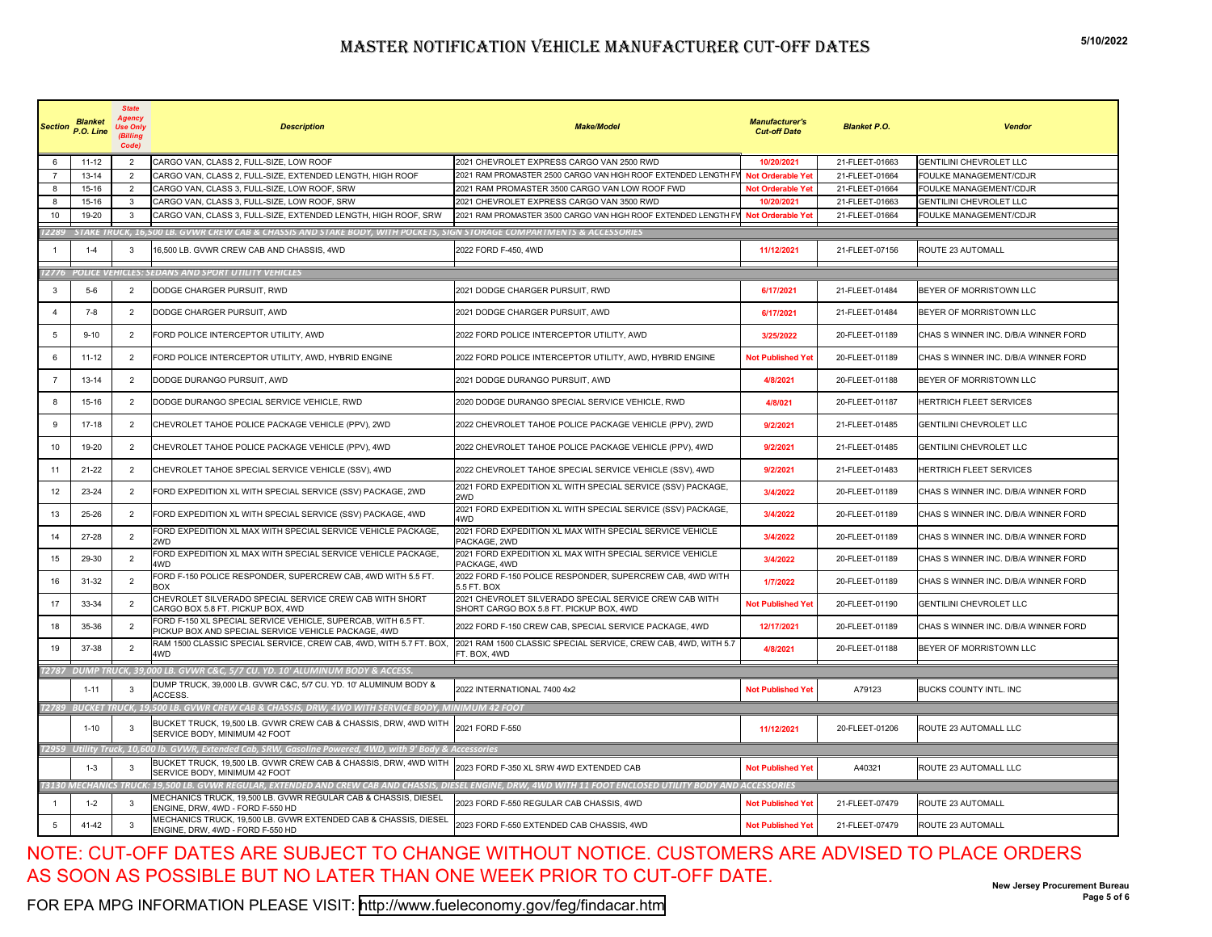# MASTER NOTIFICATION VEHICLE MANUFACTURER CUT-OFF DATES

5/10/2022

| Section | Blanket P.O. Line | State Agency Use Only (Billing Code) | Description | Make/Model | Manufacturer's Cut-off Date | Blanket P.O. | Vendor |
|---|---|---|---|---|---|---|---|
| 6 | 11-12 | 2 | CARGO VAN, CLASS 2, FULL-SIZE, LOW ROOF | 2021 CHEVROLET EXPRESS CARGO VAN 2500 RWD | 10/20/2021 | 21-FLEET-01663 | GENTILINI CHEVROLET LLC |
| 7 | 13-14 | 2 | CARGO VAN, CLASS 2, FULL-SIZE, EXTENDED LENGTH, HIGH ROOF | 2021 RAM PROMASTER 2500 CARGO VAN HIGH ROOF EXTENDED LENGTH FW | Not Orderable Yet | 21-FLEET-01664 | FOULKE MANAGEMENT/CDJR |
| 8 | 15-16 | 2 | CARGO VAN, CLASS 3, FULL-SIZE, LOW ROOF, SRW | 2021 RAM PROMASTER 3500 CARGO VAN LOW ROOF FWD | Not Orderable Yet | 21-FLEET-01664 | FOULKE MANAGEMENT/CDJR |
| 8 | 15-16 | 3 | CARGO VAN, CLASS 3, FULL-SIZE, LOW ROOF, SRW | 2021 CHEVROLET EXPRESS CARGO VAN 3500 RWD | 10/20/2021 | 21-FLEET-01663 | GENTILINI CHEVROLET LLC |
| 10 | 19-20 | 3 | CARGO VAN, CLASS 3, FULL-SIZE, EXTENDED LENGTH, HIGH ROOF, SRW | 2021 RAM PROMASTER 3500 CARGO VAN HIGH ROOF EXTENDED LENGTH FW | Not Orderable Yet | 21-FLEET-01664 | FOULKE MANAGEMENT/CDJR |
| *T2289 STAKE TRUCK, 16,500 LB. GVWR CREW CAB & CHASSIS AND STAKE BODY, WITH POCKETS, SIGN STORAGE COMPARTMENTS & ACCESSORIES* | | | | | | | |
| 1 | 1-4 | 3 | 16,500 LB. GVWR CREW CAB AND CHASSIS, 4WD | 2022 FORD F-450, 4WD | 11/12/2021 | 21-FLEET-07156 | ROUTE 23 AUTOMALL |
| *T2776 POLICE VEHICLES: SEDANS AND SPORT UTILITY VEHICLES* | | | | | | | |
| 3 | 5-6 | 2 | DODGE CHARGER PURSUIT, RWD | 2021 DODGE CHARGER PURSUIT, RWD | 6/17/2021 | 21-FLEET-01484 | BEYER OF MORRISTOWN LLC |
| 4 | 7-8 | 2 | DODGE CHARGER PURSUIT, AWD | 2021 DODGE CHARGER PURSUIT, AWD | 6/17/2021 | 21-FLEET-01484 | BEYER OF MORRISTOWN LLC |
| 5 | 9-10 | 2 | FORD POLICE INTERCEPTOR UTILITY, AWD | 2022 FORD POLICE INTERCEPTOR UTILITY, AWD | 3/25/2022 | 20-FLEET-01189 | CHAS S WINNER INC. D/B/A WINNER FORD |
| 6 | 11-12 | 2 | FORD POLICE INTERCEPTOR UTILITY, AWD, HYBRID ENGINE | 2022 FORD POLICE INTERCEPTOR UTILITY, AWD, HYBRID ENGINE | Not Published Yet | 20-FLEET-01189 | CHAS S WINNER INC. D/B/A WINNER FORD |
| 7 | 13-14 | 2 | DODGE DURANGO PURSUIT, AWD | 2021 DODGE DURANGO PURSUIT, AWD | 4/8/2021 | 20-FLEET-01188 | BEYER OF MORRISTOWN LLC |
| 8 | 15-16 | 2 | DODGE DURANGO SPECIAL SERVICE VEHICLE, RWD | 2020 DODGE DURANGO SPECIAL SERVICE VEHICLE, RWD | 4/8/021 | 20-FLEET-01187 | HERTRICH FLEET SERVICES |
| 9 | 17-18 | 2 | CHEVROLET TAHOE POLICE PACKAGE VEHICLE (PPV), 2WD | 2022 CHEVROLET TAHOE POLICE PACKAGE VEHICLE (PPV), 2WD | 9/2/2021 | 21-FLEET-01485 | GENTILINI CHEVROLET LLC |
| 10 | 19-20 | 2 | CHEVROLET TAHOE POLICE PACKAGE VEHICLE (PPV), 4WD | 2022 CHEVROLET TAHOE POLICE PACKAGE VEHICLE (PPV), 4WD | 9/2/2021 | 21-FLEET-01485 | GENTILINI CHEVROLET LLC |
| 11 | 21-22 | 2 | CHEVROLET TAHOE SPECIAL SERVICE VEHICLE (SSV), 4WD | 2022 CHEVROLET TAHOE SPECIAL SERVICE VEHICLE (SSV), 4WD | 9/2/2021 | 21-FLEET-01483 | HERTRICH FLEET SERVICES |
| 12 | 23-24 | 2 | FORD EXPEDITION XL WITH SPECIAL SERVICE (SSV) PACKAGE, 2WD | 2021 FORD EXPEDITION XL WITH SPECIAL SERVICE (SSV) PACKAGE, 2WD | 3/4/2022 | 20-FLEET-01189 | CHAS S WINNER INC. D/B/A WINNER FORD |
| 13 | 25-26 | 2 | FORD EXPEDITION XL WITH SPECIAL SERVICE (SSV) PACKAGE, 4WD | 2021 FORD EXPEDITION XL WITH SPECIAL SERVICE (SSV) PACKAGE, 4WD | 3/4/2022 | 20-FLEET-01189 | CHAS S WINNER INC. D/B/A WINNER FORD |
| 14 | 27-28 | 2 | FORD EXPEDITION XL MAX WITH SPECIAL SERVICE VEHICLE PACKAGE, 2WD | 2021 FORD EXPEDITION XL MAX WITH SPECIAL SERVICE VEHICLE PACKAGE, 2WD | 3/4/2022 | 20-FLEET-01189 | CHAS S WINNER INC. D/B/A WINNER FORD |
| 15 | 29-30 | 2 | FORD EXPEDITION XL MAX WITH SPECIAL SERVICE VEHICLE PACKAGE, 4WD | 2021 FORD EXPEDITION XL MAX WITH SPECIAL SERVICE VEHICLE PACKAGE, 4WD | 3/4/2022 | 20-FLEET-01189 | CHAS S WINNER INC. D/B/A WINNER FORD |
| 16 | 31-32 | 2 | FORD F-150 POLICE RESPONDER, SUPERCREW CAB, 4WD WITH 5.5 FT. BOX | 2022 FORD F-150 POLICE RESPONDER, SUPERCREW CAB, 4WD WITH 5.5 FT. BOX | 1/7/2022 | 20-FLEET-01189 | CHAS S WINNER INC. D/B/A WINNER FORD |
| 17 | 33-34 | 2 | CHEVROLET SILVERADO SPECIAL SERVICE CREW CAB WITH SHORT CARGO BOX 5.8 FT. PICKUP BOX, 4WD | 2021 CHEVROLET SILVERADO SPECIAL SERVICE CREW CAB WITH SHORT CARGO BOX 5.8 FT. PICKUP BOX, 4WD | Not Published Yet | 20-FLEET-01190 | GENTILINI CHEVROLET LLC |
| 18 | 35-36 | 2 | FORD F-150 XL SPECIAL SERVICE VEHICLE, SUPERCAB, WITH 6.5 FT. PICKUP BOX AND SPECIAL SERVICE VEHICLE PACKAGE, 4WD | 2022 FORD F-150 CREW CAB, SPECIAL SERVICE PACKAGE, 4WD | 12/17/2021 | 20-FLEET-01189 | CHAS S WINNER INC. D/B/A WINNER FORD |
| 19 | 37-38 | 2 | RAM 1500 CLASSIC SPECIAL SERVICE, CREW CAB, 4WD, WITH 5.7 FT. BOX, 4WD | 2021 RAM 1500 CLASSIC SPECIAL SERVICE, CREW CAB, 4WD, WITH 5.7 FT. BOX, 4WD | 4/8/2021 | 20-FLEET-01188 | BEYER OF MORRISTOWN LLC |
| *T2787 DUMP TRUCK, 39,000 LB. GVWR C&C, 5/7 CU. YD. 10' ALUMINUM BODY & ACCESS.* | | | | | | | |
| | 1-11 | 3 | DUMP TRUCK, 39,000 LB. GVWR C&C, 5/7 CU. YD. 10' ALUMINUM BODY & ACCESS. | 2022 INTERNATIONAL 7400 4x2 | Not Published Yet | A79123 | BUCKS COUNTY INTL. INC |
| *T2789 BUCKET TRUCK, 19,500 LB. GVWR CREW CAB & CHASSIS, DRW, 4WD WITH SERVICE BODY, MINIMUM 42 FOOT* | | | | | | | |
| | 1-10 | 3 | BUCKET TRUCK, 19,500 LB. GVWR CREW CAB & CHASSIS, DRW, 4WD WITH SERVICE BODY, MINIMUM 42 FOOT | 2021 FORD F-550 | 11/12/2021 | 20-FLEET-01206 | ROUTE 23 AUTOMALL LLC |
| *T2959 Utility Truck, 10,600 lb. GVWR, Extended Cab, SRW, Gasoline Powered, 4WD, with 9' Body & Accessories* | | | | | | | |
| | 1-3 | 3 | BUCKET TRUCK, 19,500 LB. GVWR CREW CAB & CHASSIS, DRW, 4WD WITH SERVICE BODY, MINIMUM 42 FOOT | 2023 FORD F-350 XL SRW 4WD EXTENDED CAB | Not Published Yet | A40321 | ROUTE 23 AUTOMALL LLC |
| *T3130 MECHANICS TRUCK: 19,500 LB. GVWR REGULAR, EXTENDED AND CREW CAB AND CHASSIS, DIESEL ENGINE, DRW, 4WD WITH 11 FOOT ENCLOSED UTILITY BODY AND ACCESSORIES* | | | | | | | |
| 1 | 1-2 | 3 | MECHANICS TRUCK, 19,500 LB. GVWR REGULAR CAB & CHASSIS, DIESEL ENGINE, DRW, 4WD - FORD F-550 HD | 2023 FORD F-550 REGULAR CAB CHASSIS, 4WD | Not Published Yet | 21-FLEET-07479 | ROUTE 23 AUTOMALL |
| 5 | 41-42 | 3 | MECHANICS TRUCK, 19,500 LB. GVWR EXTENDED CAB & CHASSIS, DIESEL ENGINE, DRW, 4WD - FORD F-550 HD | 2023 FORD F-550 EXTENDED CAB CHASSIS, 4WD | Not Published Yet | 21-FLEET-07479 | ROUTE 23 AUTOMALL |

NOTE: CUT-OFF DATES ARE SUBJECT TO CHANGE WITHOUT NOTICE. CUSTOMERS ARE ADVISED TO PLACE ORDERS AS SOON AS POSSIBLE BUT NO LATER THAN ONE WEEK PRIOR TO CUT-OFF DATE.

FOR EPA MPG INFORMATION PLEASE VISIT: http://www.fueleconomy.gov/feg/findacar.htm

New Jersey Procurement Bureau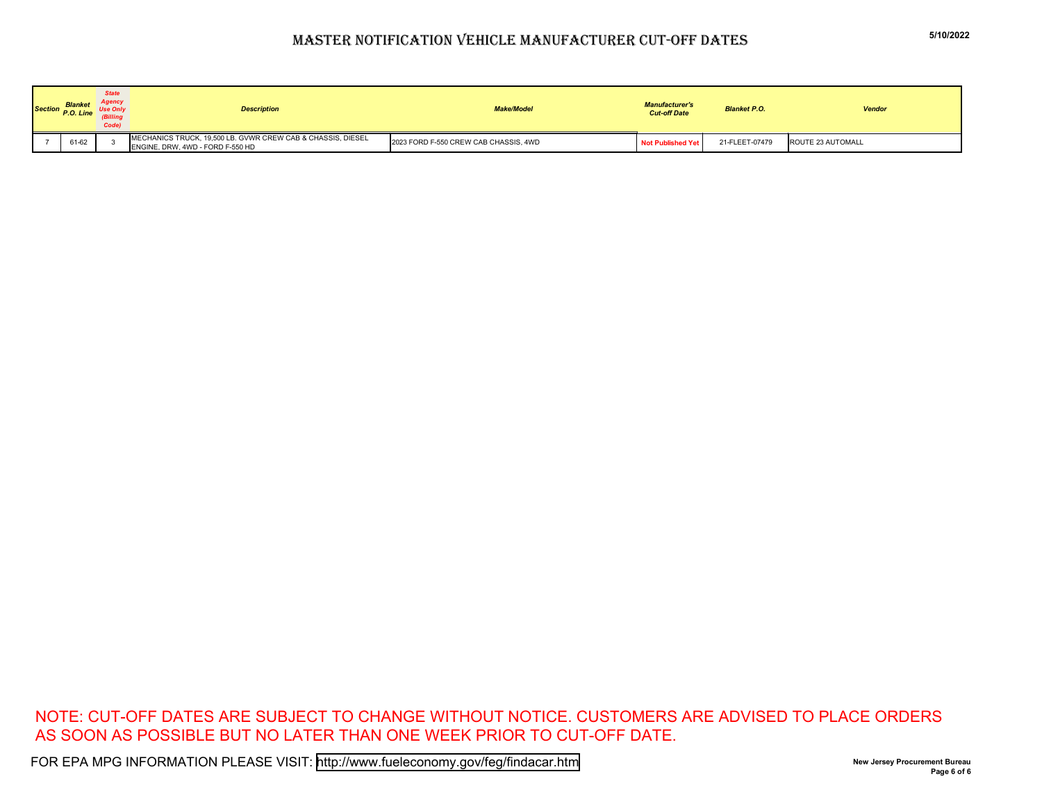# MASTER NOTIFICATION VEHICLE MANUFACTURER CUT-OFF DATES

5/10/2022

| Section | Blanket P.O. Line | State Agency Use Only (Billing Code) | Description | Make/Model | Manufacturer's Cut-off Date | Blanket P.O. | Vendor |
|---|---|---|---|---|---|---|---|
| 7 | 61-62 | 3 | MECHANICS TRUCK, 19,500 LB. GVWR CREW CAB & CHASSIS, DIESEL ENGINE, DRW, 4WD - FORD F-550 HD | 2023 FORD F-550 CREW CAB CHASSIS, 4WD | Not Published Yet | 21-FLEET-07479 | ROUTE 23 AUTOMALL |

NOTE: CUT-OFF DATES ARE SUBJECT TO CHANGE WITHOUT NOTICE. CUSTOMERS ARE ADVISED TO PLACE ORDERS AS SOON AS POSSIBLE BUT NO LATER THAN ONE WEEK PRIOR TO CUT-OFF DATE.

FOR EPA MPG INFORMATION PLEASE VISIT: http://www.fueleconomy.gov/feg/findacar.htm

New Jersey Procurement Bureau